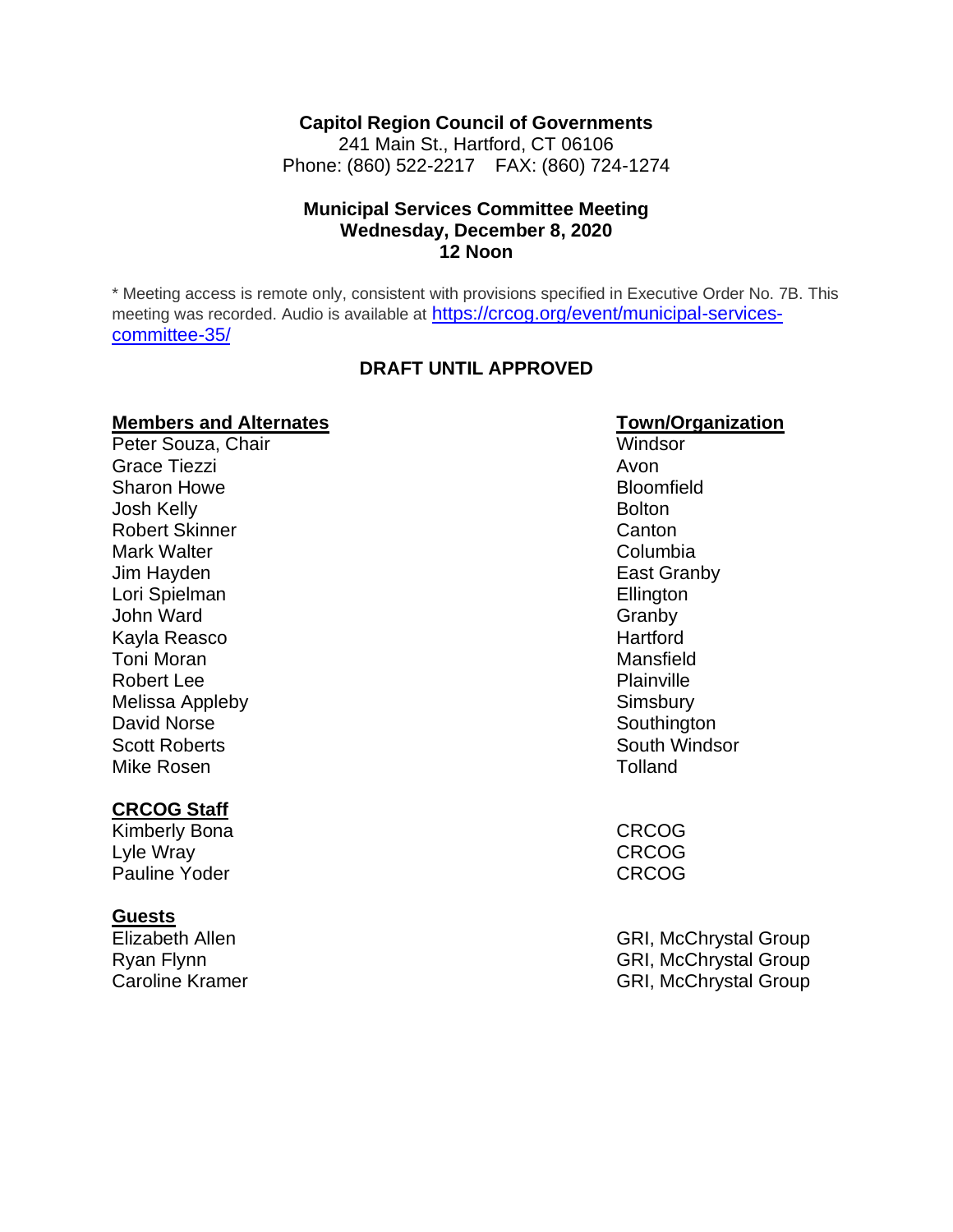**Capitol Region Council of Governments**
241 Main St., Hartford, CT 06106
Phone: (860) 522-2217 FAX: (860) 724-1274

**Municipal Services Committee Meeting**
**Wednesday, December 8, 2020**
**12 Noon**

\* Meeting access is remote only, consistent with provisions specified in Executive Order No. 7B. This meeting was recorded. Audio is available at [https://crcog.org/event/municipal-services-committee-35/](https://crcog.org/event/municipal-services-committee-35/)

**DRAFT UNTIL APPROVED**

| **Members and Alternates** | **Town/Organization** |
|---|---|
| Peter Souza, Chair | Windsor |
| Grace Tiezzi | Avon |
| Sharon Howe | Bloomfield |
| Josh Kelly | Bolton |
| Robert Skinner | Canton |
| Mark Walter | Columbia |
| Jim Hayden | East Granby |
| Lori Spielman | Ellington |
| John Ward | Granby |
| Kayla Reasco | Hartford |
| Toni Moran | Mansfield |
| Robert Lee | Plainville |
| Melissa Appleby | Simsbury |
| David Norse | Southington |
| Scott Roberts | South Windsor |
| Mike Rosen | Tolland |

| **CRCOG Staff** | |
|---|---|
| Kimberly Bona | CRCOG |
| Lyle Wray | CRCOG |
| Pauline Yoder | CRCOG |

| **Guests** | |
|---|---|
| Elizabeth Allen | GRI, McChrystal Group |
| Ryan Flynn | GRI, McChrystal Group |
| Caroline Kramer | GRI, McChrystal Group |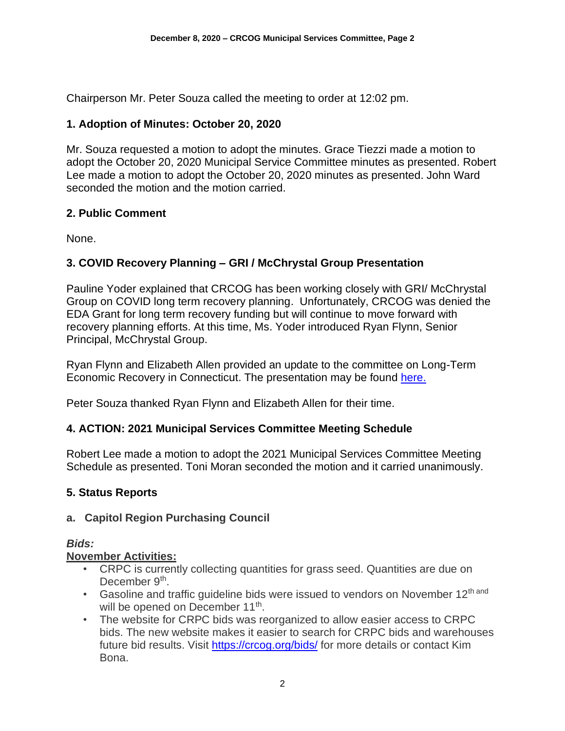Chairperson Mr. Peter Souza called the meeting to order at 12:02 pm.

## 1. Adoption of Minutes: October 20, 2020

Mr. Souza requested a motion to adopt the minutes. Grace Tiezzi made a motion to adopt the October 20, 2020 Municipal Service Committee minutes as presented. Robert Lee made a motion to adopt the October 20, 2020 minutes as presented. John Ward seconded the motion and the motion carried.

## 2. Public Comment

None.

## 3. COVID Recovery Planning – GRI / McChrystal Group Presentation

Pauline Yoder explained that CRCOG has been working closely with GRI/ McChrystal Group on COVID long term recovery planning. Unfortunately, CRCOG was denied the EDA Grant for long term recovery funding but will continue to move forward with recovery planning efforts. At this time, Ms. Yoder introduced Ryan Flynn, Senior Principal, McChrystal Group.

Ryan Flynn and Elizabeth Allen provided an update to the committee on Long-Term Economic Recovery in Connecticut. The presentation may be found here.

Peter Souza thanked Ryan Flynn and Elizabeth Allen for their time.

## 4. ACTION: 2021 Municipal Services Committee Meeting Schedule

Robert Lee made a motion to adopt the 2021 Municipal Services Committee Meeting Schedule as presented. Toni Moran seconded the motion and it carried unanimously.

## 5. Status Reports

### a. Capitol Region Purchasing Council

***Bids:***

**November Activities:**

- CRPC is currently collecting quantities for grass seed. Quantities are due on December 9th.
- Gasoline and traffic guideline bids were issued to vendors on November 12th and will be opened on December 11th.
- The website for CRPC bids was reorganized to allow easier access to CRPC bids. The new website makes it easier to search for CRPC bids and warehouses future bid results. Visit https://crcog.org/bids/ for more details or contact Kim Bona.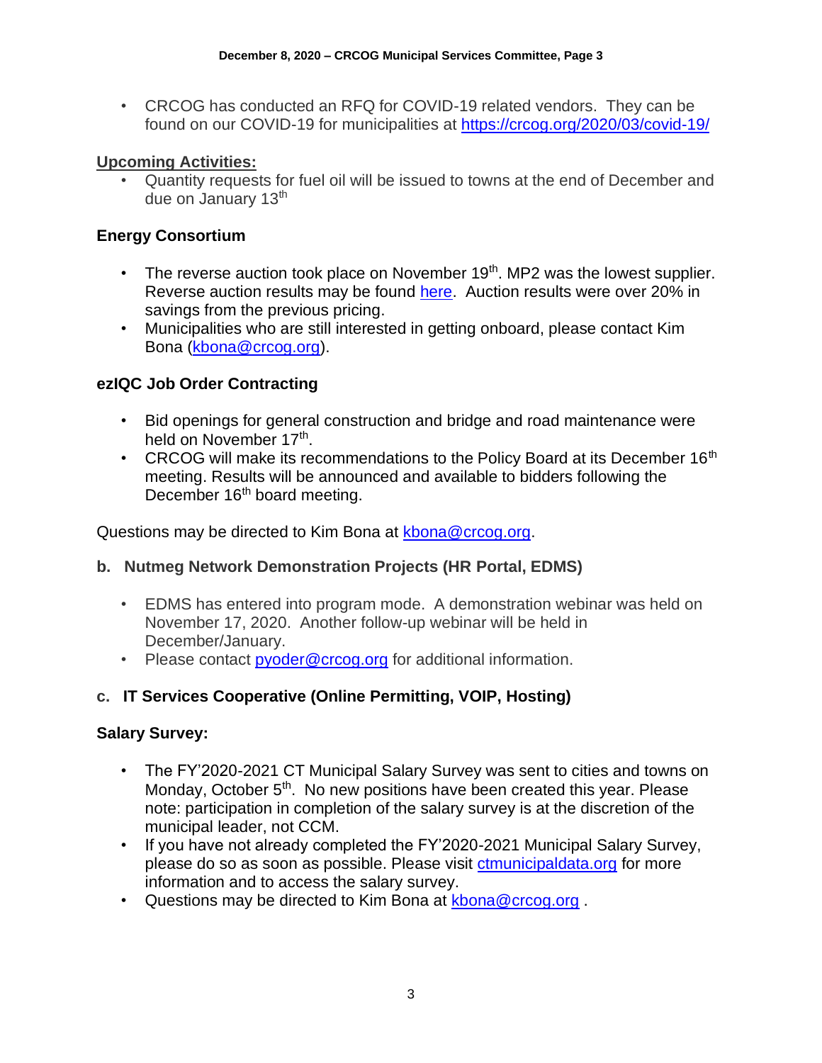- CRCOG has conducted an RFQ for COVID-19 related vendors. They can be found on our COVID-19 for municipalities at https://crcog.org/2020/03/covid-19/

**Upcoming Activities:**

- Quantity requests for fuel oil will be issued to towns at the end of December and due on January 13th

**Energy Consortium**

- The reverse auction took place on November 19th. MP2 was the lowest supplier. Reverse auction results may be found here. Auction results were over 20% in savings from the previous pricing.
- Municipalities who are still interested in getting onboard, please contact Kim Bona (kbona@crcog.org).

**ezIQC Job Order Contracting**

- Bid openings for general construction and bridge and road maintenance were held on November 17th.
- CRCOG will make its recommendations to the Policy Board at its December 16th meeting. Results will be announced and available to bidders following the December 16th board meeting.

Questions may be directed to Kim Bona at kbona@crcog.org.

### b. Nutmeg Network Demonstration Projects (HR Portal, EDMS)

- EDMS has entered into program mode. A demonstration webinar was held on November 17, 2020. Another follow-up webinar will be held in December/January.
- Please contact pyoder@crcog.org for additional information.

### c. IT Services Cooperative (Online Permitting, VOIP, Hosting)

**Salary Survey:**

- The FY'2020-2021 CT Municipal Salary Survey was sent to cities and towns on Monday, October 5th. No new positions have been created this year. Please note: participation in completion of the salary survey is at the discretion of the municipal leader, not CCM.
- If you have not already completed the FY'2020-2021 Municipal Salary Survey, please do so as soon as possible. Please visit ctmunicipaldata.org for more information and to access the salary survey.
- Questions may be directed to Kim Bona at kbona@crcog.org .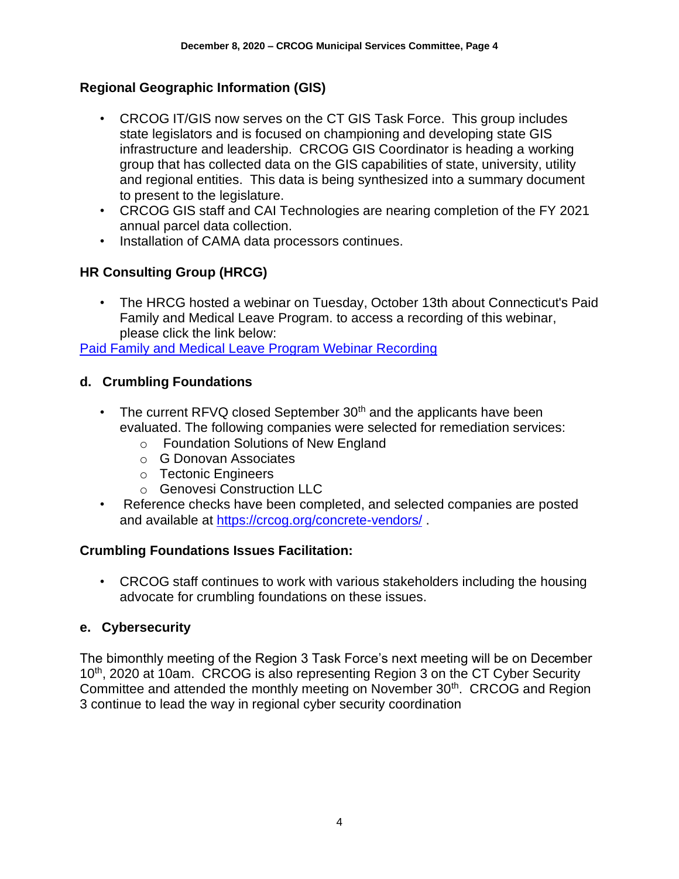### Regional Geographic Information (GIS)

- CRCOG IT/GIS now serves on the CT GIS Task Force. This group includes state legislators and is focused on championing and developing state GIS infrastructure and leadership. CRCOG GIS Coordinator is heading a working group that has collected data on the GIS capabilities of state, university, utility and regional entities. This data is being synthesized into a summary document to present to the legislature.
- CRCOG GIS staff and CAI Technologies are nearing completion of the FY 2021 annual parcel data collection.
- Installation of CAMA data processors continues.

### HR Consulting Group (HRCG)

- The HRCG hosted a webinar on Tuesday, October 13th about Connecticut's Paid Family and Medical Leave Program. to access a recording of this webinar, please click the link below:

[Paid Family and Medical Leave Program Webinar Recording]()

### d. Crumbling Foundations

- The current RFVQ closed September 30th and the applicants have been evaluated. The following companies were selected for remediation services:
  - Foundation Solutions of New England
  - G Donovan Associates
  - Tectonic Engineers
  - Genovesi Construction LLC
- Reference checks have been completed, and selected companies are posted and available at https://crcog.org/concrete-vendors/ .

### Crumbling Foundations Issues Facilitation:

- CRCOG staff continues to work with various stakeholders including the housing advocate for crumbling foundations on these issues.

### e. Cybersecurity

The bimonthly meeting of the Region 3 Task Force's next meeting will be on December 10th, 2020 at 10am. CRCOG is also representing Region 3 on the CT Cyber Security Committee and attended the monthly meeting on November 30th. CRCOG and Region 3 continue to lead the way in regional cyber security coordination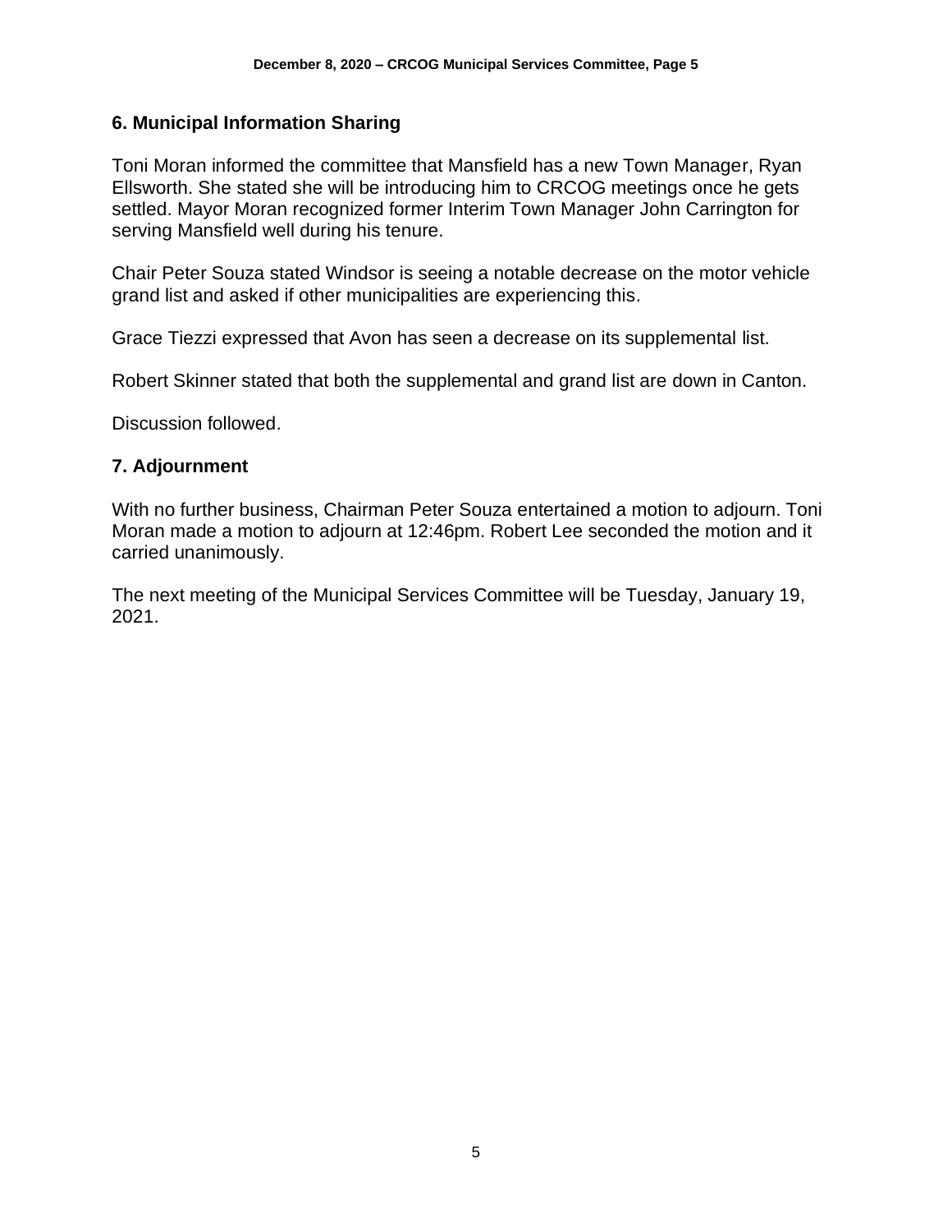## 6. Municipal Information Sharing

Toni Moran informed the committee that Mansfield has a new Town Manager, Ryan Ellsworth. She stated she will be introducing him to CRCOG meetings once he gets settled. Mayor Moran recognized former Interim Town Manager John Carrington for serving Mansfield well during his tenure.

Chair Peter Souza stated Windsor is seeing a notable decrease on the motor vehicle grand list and asked if other municipalities are experiencing this.

Grace Tiezzi expressed that Avon has seen a decrease on its supplemental list.

Robert Skinner stated that both the supplemental and grand list are down in Canton.

Discussion followed.

## 7. Adjournment

With no further business, Chairman Peter Souza entertained a motion to adjourn. Toni Moran made a motion to adjourn at 12:46pm. Robert Lee seconded the motion and it carried unanimously.

The next meeting of the Municipal Services Committee will be Tuesday, January 19, 2021.